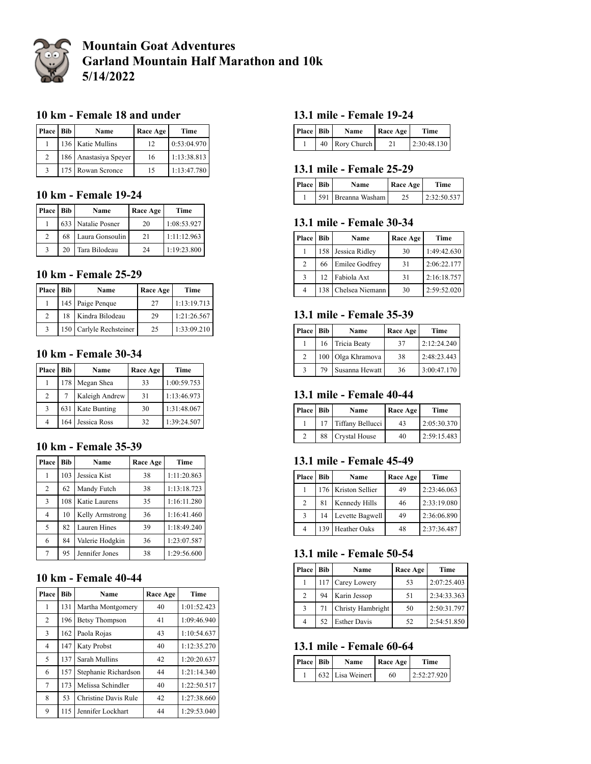# Mountain Goat Adventures
# Garland Mountain Half Marathon and 10k
# 5/14/2022

### 10 km - Female 18 and under

| Place | Bib | Name | Race Age | Time |
|---|---|---|---|---|
| 1 | 136 | Katie Mullins | 12 | 0:53:04.970 |
| 2 | 186 | Anastasiya Speyer | 16 | 1:13:38.813 |
| 3 | 175 | Rowan Scronce | 15 | 1:13:47.780 |

### 10 km - Female 19-24

| Place | Bib | Name | Race Age | Time |
|---|---|---|---|---|
| 1 | 633 | Natalie Posner | 20 | 1:08:53.927 |
| 2 | 68 | Laura Gonsoulin | 21 | 1:11:12.963 |
| 3 | 20 | Tara Bilodeau | 24 | 1:19:23.800 |

### 10 km - Female 25-29

| Place | Bib | Name | Race Age | Time |
|---|---|---|---|---|
| 1 | 145 | Paige Penque | 27 | 1:13:19.713 |
| 2 | 18 | Kindra Bilodeau | 29 | 1:21:26.567 |
| 3 | 150 | Carlyle Rechsteiner | 25 | 1:33:09.210 |

### 10 km - Female 30-34

| Place | Bib | Name | Race Age | Time |
|---|---|---|---|---|
| 1 | 178 | Megan Shea | 33 | 1:00:59.753 |
| 2 | 7 | Kaleigh Andrew | 31 | 1:13:46.973 |
| 3 | 631 | Kate Bunting | 30 | 1:31:48.067 |
| 4 | 164 | Jessica Ross | 32 | 1:39:24.507 |

### 10 km - Female 35-39

| Place | Bib | Name | Race Age | Time |
|---|---|---|---|---|
| 1 | 103 | Jessica Kist | 38 | 1:11:20.863 |
| 2 | 62 | Mandy Futch | 38 | 1:13:18.723 |
| 3 | 108 | Katie Laurens | 35 | 1:16:11.280 |
| 4 | 10 | Kelly Armstrong | 36 | 1:16:41.460 |
| 5 | 82 | Lauren Hines | 39 | 1:18:49.240 |
| 6 | 84 | Valerie Hodgkin | 36 | 1:23:07.587 |
| 7 | 95 | Jennifer Jones | 38 | 1:29:56.600 |

### 10 km - Female 40-44

| Place | Bib | Name | Race Age | Time |
|---|---|---|---|---|
| 1 | 131 | Martha Montgomery | 40 | 1:01:52.423 |
| 2 | 196 | Betsy Thompson | 41 | 1:09:46.940 |
| 3 | 162 | Paola Rojas | 43 | 1:10:54.637 |
| 4 | 147 | Katy Probst | 40 | 1:12:35.270 |
| 5 | 137 | Sarah Mullins | 42 | 1:20:20.637 |
| 6 | 157 | Stephanie Richardson | 44 | 1:21:14.340 |
| 7 | 173 | Melissa Schindler | 40 | 1:22:50.517 |
| 8 | 53 | Christine Davis Rule | 42 | 1:27:38.660 |
| 9 | 115 | Jennifer Lockhart | 44 | 1:29:53.040 |

### 13.1 mile - Female 19-24

| Place | Bib | Name | Race Age | Time |
|---|---|---|---|---|
| 1 | 40 | Rory Church | 21 | 2:30:48.130 |

### 13.1 mile - Female 25-29

| Place | Bib | Name | Race Age | Time |
|---|---|---|---|---|
| 1 | 591 | Breanna Washam | 25 | 2:32:50.537 |

### 13.1 mile - Female 30-34

| Place | Bib | Name | Race Age | Time |
|---|---|---|---|---|
| 1 | 158 | Jessica Ridley | 30 | 1:49:42.630 |
| 2 | 66 | Emilee Godfrey | 31 | 2:06:22.177 |
| 3 | 12 | Fabiola Axt | 31 | 2:16:18.757 |
| 4 | 138 | Chelsea Niemann | 30 | 2:59:52.020 |

### 13.1 mile - Female 35-39

| Place | Bib | Name | Race Age | Time |
|---|---|---|---|---|
| 1 | 16 | Tricia Beaty | 37 | 2:12:24.240 |
| 2 | 100 | Olga Khramova | 38 | 2:48:23.443 |
| 3 | 79 | Susanna Hewatt | 36 | 3:00:47.170 |

### 13.1 mile - Female 40-44

| Place | Bib | Name | Race Age | Time |
|---|---|---|---|---|
| 1 | 17 | Tiffany Bellucci | 43 | 2:05:30.370 |
| 2 | 88 | Crystal House | 40 | 2:59:15.483 |

### 13.1 mile - Female 45-49

| Place | Bib | Name | Race Age | Time |
|---|---|---|---|---|
| 1 | 176 | Kriston Sellier | 49 | 2:23:46.063 |
| 2 | 81 | Kennedy Hills | 46 | 2:33:19.080 |
| 3 | 14 | Levette Bagwell | 49 | 2:36:06.890 |
| 4 | 139 | Heather Oaks | 48 | 2:37:36.487 |

### 13.1 mile - Female 50-54

| Place | Bib | Name | Race Age | Time |
|---|---|---|---|---|
| 1 | 117 | Carey Lowery | 53 | 2:07:25.403 |
| 2 | 94 | Karin Jessop | 51 | 2:34:33.363 |
| 3 | 71 | Christy Hambright | 50 | 2:50:31.797 |
| 4 | 52 | Esther Davis | 52 | 2:54:51.850 |

### 13.1 mile - Female 60-64

| Place | Bib | Name | Race Age | Time |
|---|---|---|---|---|
| 1 | 632 | Lisa Weinert | 60 | 2:52:27.920 |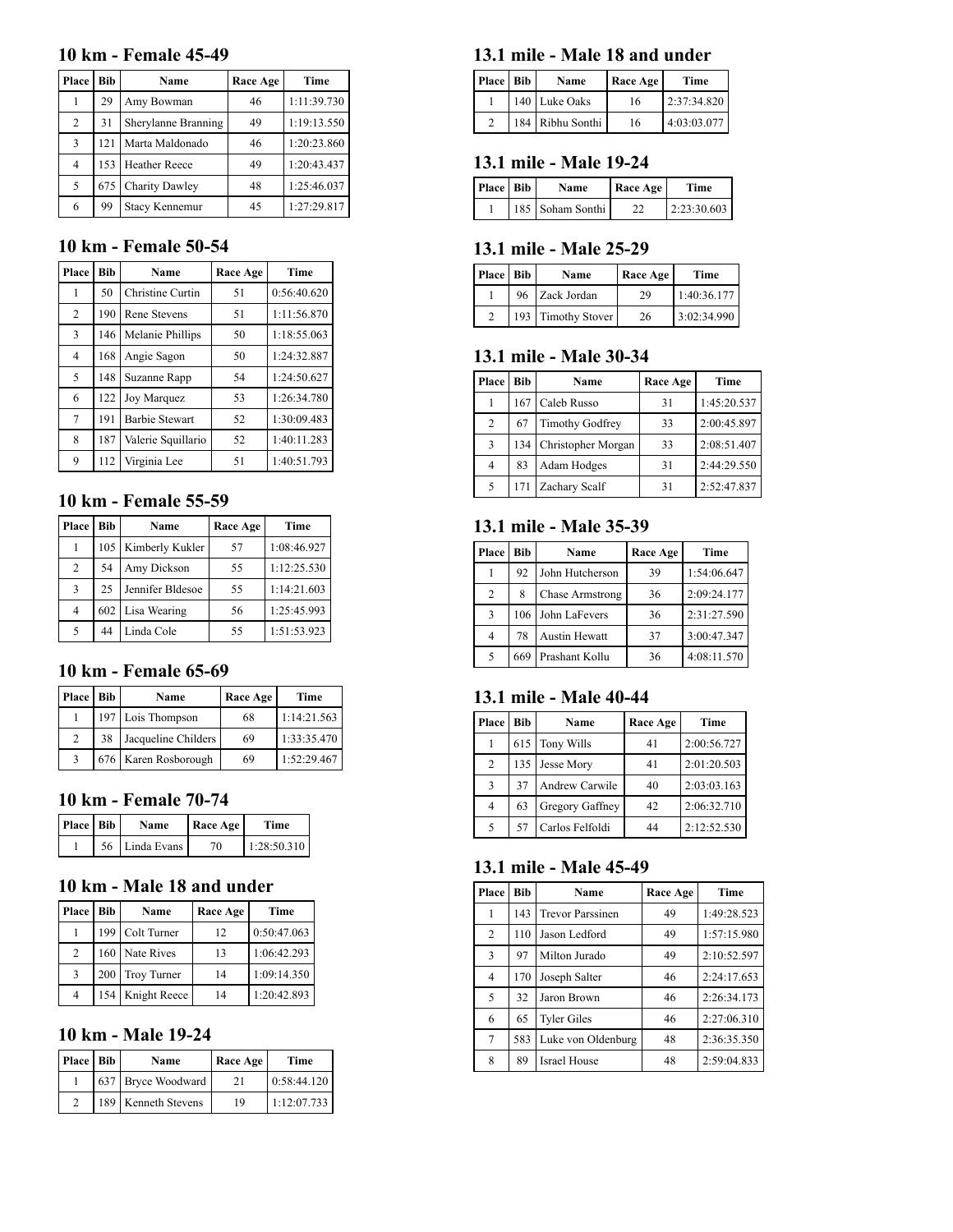## 10 km - Female 45-49

| Place | Bib | Name | Race Age | Time |
|---|---|---|---|---|
| 1 | 29 | Amy Bowman | 46 | 1:11:39.730 |
| 2 | 31 | Sherylanne Branning | 49 | 1:19:13.550 |
| 3 | 121 | Marta Maldonado | 46 | 1:20:23.860 |
| 4 | 153 | Heather Reece | 49 | 1:20:43.437 |
| 5 | 675 | Charity Dawley | 48 | 1:25:46.037 |
| 6 | 99 | Stacy Kennemur | 45 | 1:27:29.817 |

## 10 km - Female 50-54

| Place | Bib | Name | Race Age | Time |
|---|---|---|---|---|
| 1 | 50 | Christine Curtin | 51 | 0:56:40.620 |
| 2 | 190 | Rene Stevens | 51 | 1:11:56.870 |
| 3 | 146 | Melanie Phillips | 50 | 1:18:55.063 |
| 4 | 168 | Angie Sagon | 50 | 1:24:32.887 |
| 5 | 148 | Suzanne Rapp | 54 | 1:24:50.627 |
| 6 | 122 | Joy Marquez | 53 | 1:26:34.780 |
| 7 | 191 | Barbie Stewart | 52 | 1:30:09.483 |
| 8 | 187 | Valerie Squillario | 52 | 1:40:11.283 |
| 9 | 112 | Virginia Lee | 51 | 1:40:51.793 |

## 10 km - Female 55-59

| Place | Bib | Name | Race Age | Time |
|---|---|---|---|---|
| 1 | 105 | Kimberly Kukler | 57 | 1:08:46.927 |
| 2 | 54 | Amy Dickson | 55 | 1:12:25.530 |
| 3 | 25 | Jennifer Bldesoe | 55 | 1:14:21.603 |
| 4 | 602 | Lisa Wearing | 56 | 1:25:45.993 |
| 5 | 44 | Linda Cole | 55 | 1:51:53.923 |

## 10 km - Female 65-69

| Place | Bib | Name | Race Age | Time |
|---|---|---|---|---|
| 1 | 197 | Lois Thompson | 68 | 1:14:21.563 |
| 2 | 38 | Jacqueline Childers | 69 | 1:33:35.470 |
| 3 | 676 | Karen Rosborough | 69 | 1:52:29.467 |

## 10 km - Female 70-74

| Place | Bib | Name | Race Age | Time |
|---|---|---|---|---|
| 1 | 56 | Linda Evans | 70 | 1:28:50.310 |

## 10 km - Male 18 and under

| Place | Bib | Name | Race Age | Time |
|---|---|---|---|---|
| 1 | 199 | Colt Turner | 12 | 0:50:47.063 |
| 2 | 160 | Nate Rives | 13 | 1:06:42.293 |
| 3 | 200 | Troy Turner | 14 | 1:09:14.350 |
| 4 | 154 | Knight Reece | 14 | 1:20:42.893 |

## 10 km - Male 19-24

| Place | Bib | Name | Race Age | Time |
|---|---|---|---|---|
| 1 | 637 | Bryce Woodward | 21 | 0:58:44.120 |
| 2 | 189 | Kenneth Stevens | 19 | 1:12:07.733 |

## 13.1 mile - Male 18 and under

| Place | Bib | Name | Race Age | Time |
|---|---|---|---|---|
| 1 | 140 | Luke Oaks | 16 | 2:37:34.820 |
| 2 | 184 | Ribhu Sonthi | 16 | 4:03:03.077 |

## 13.1 mile - Male 19-24

| Place | Bib | Name | Race Age | Time |
|---|---|---|---|---|
| 1 | 185 | Soham Sonthi | 22 | 2:23:30.603 |

## 13.1 mile - Male 25-29

| Place | Bib | Name | Race Age | Time |
|---|---|---|---|---|
| 1 | 96 | Zack Jordan | 29 | 1:40:36.177 |
| 2 | 193 | Timothy Stover | 26 | 3:02:34.990 |

## 13.1 mile - Male 30-34

| Place | Bib | Name | Race Age | Time |
|---|---|---|---|---|
| 1 | 167 | Caleb Russo | 31 | 1:45:20.537 |
| 2 | 67 | Timothy Godfrey | 33 | 2:00:45.897 |
| 3 | 134 | Christopher Morgan | 33 | 2:08:51.407 |
| 4 | 83 | Adam Hodges | 31 | 2:44:29.550 |
| 5 | 171 | Zachary Scalf | 31 | 2:52:47.837 |

## 13.1 mile - Male 35-39

| Place | Bib | Name | Race Age | Time |
|---|---|---|---|---|
| 1 | 92 | John Hutcherson | 39 | 1:54:06.647 |
| 2 | 8 | Chase Armstrong | 36 | 2:09:24.177 |
| 3 | 106 | John LaFevers | 36 | 2:31:27.590 |
| 4 | 78 | Austin Hewatt | 37 | 3:00:47.347 |
| 5 | 669 | Prashant Kollu | 36 | 4:08:11.570 |

## 13.1 mile - Male 40-44

| Place | Bib | Name | Race Age | Time |
|---|---|---|---|---|
| 1 | 615 | Tony Wills | 41 | 2:00:56.727 |
| 2 | 135 | Jesse Mory | 41 | 2:01:20.503 |
| 3 | 37 | Andrew Carwile | 40 | 2:03:03.163 |
| 4 | 63 | Gregory Gaffney | 42 | 2:06:32.710 |
| 5 | 57 | Carlos Felfoldi | 44 | 2:12:52.530 |

## 13.1 mile - Male 45-49

| Place | Bib | Name | Race Age | Time |
|---|---|---|---|---|
| 1 | 143 | Trevor Parssinen | 49 | 1:49:28.523 |
| 2 | 110 | Jason Ledford | 49 | 1:57:15.980 |
| 3 | 97 | Milton Jurado | 49 | 2:10:52.597 |
| 4 | 170 | Joseph Salter | 46 | 2:24:17.653 |
| 5 | 32 | Jaron Brown | 46 | 2:26:34.173 |
| 6 | 65 | Tyler Giles | 46 | 2:27:06.310 |
| 7 | 583 | Luke von Oldenburg | 48 | 2:36:35.350 |
| 8 | 89 | Israel House | 48 | 2:59:04.833 |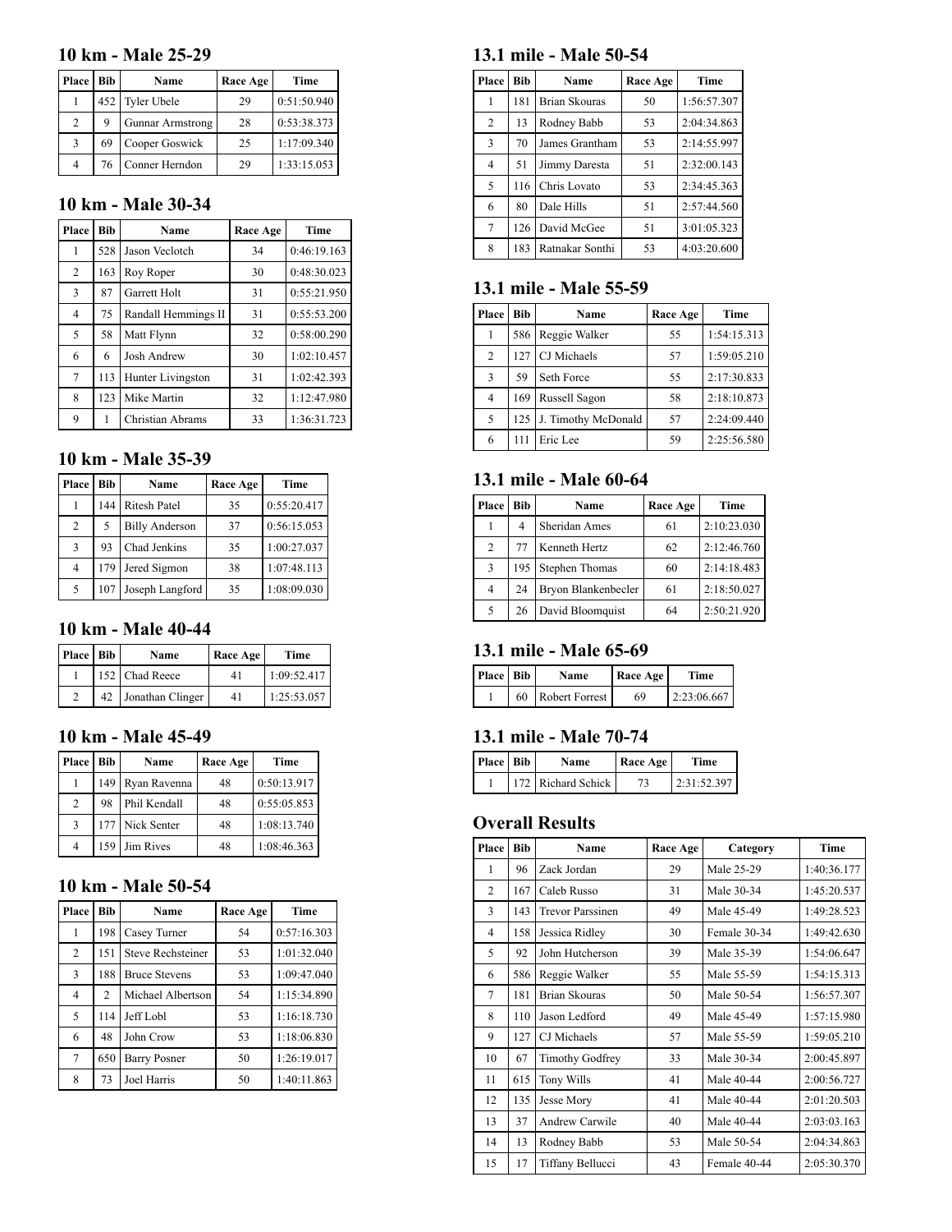## 10 km - Male 25-29

| Place | Bib | Name | Race Age | Time |
|---|---|---|---|---|
| 1 | 452 | Tyler Ubele | 29 | 0:51:50.940 |
| 2 | 9 | Gunnar Armstrong | 28 | 0:53:38.373 |
| 3 | 69 | Cooper Goswick | 25 | 1:17:09.340 |
| 4 | 76 | Conner Herndon | 29 | 1:33:15.053 |

## 10 km - Male 30-34

| Place | Bib | Name | Race Age | Time |
|---|---|---|---|---|
| 1 | 528 | Jason Veclotch | 34 | 0:46:19.163 |
| 2 | 163 | Roy Roper | 30 | 0:48:30.023 |
| 3 | 87 | Garrett Holt | 31 | 0:55:21.950 |
| 4 | 75 | Randall Hemmings II | 31 | 0:55:53.200 |
| 5 | 58 | Matt Flynn | 32 | 0:58:00.290 |
| 6 | 6 | Josh Andrew | 30 | 1:02:10.457 |
| 7 | 113 | Hunter Livingston | 31 | 1:02:42.393 |
| 8 | 123 | Mike Martin | 32 | 1:12:47.980 |
| 9 | 1 | Christian Abrams | 33 | 1:36:31.723 |

## 10 km - Male 35-39

| Place | Bib | Name | Race Age | Time |
|---|---|---|---|---|
| 1 | 144 | Ritesh Patel | 35 | 0:55:20.417 |
| 2 | 5 | Billy Anderson | 37 | 0:56:15.053 |
| 3 | 93 | Chad Jenkins | 35 | 1:00:27.037 |
| 4 | 179 | Jered Sigmon | 38 | 1:07:48.113 |
| 5 | 107 | Joseph Langford | 35 | 1:08:09.030 |

## 10 km - Male 40-44

| Place | Bib | Name | Race Age | Time |
|---|---|---|---|---|
| 1 | 152 | Chad Reece | 41 | 1:09:52.417 |
| 2 | 42 | Jonathan Clinger | 41 | 1:25:53.057 |

## 10 km - Male 45-49

| Place | Bib | Name | Race Age | Time |
|---|---|---|---|---|
| 1 | 149 | Ryan Ravenna | 48 | 0:50:13.917 |
| 2 | 98 | Phil Kendall | 48 | 0:55:05.853 |
| 3 | 177 | Nick Senter | 48 | 1:08:13.740 |
| 4 | 159 | Jim Rives | 48 | 1:08:46.363 |

## 10 km - Male 50-54

| Place | Bib | Name | Race Age | Time |
|---|---|---|---|---|
| 1 | 198 | Casey Turner | 54 | 0:57:16.303 |
| 2 | 151 | Steve Rechsteiner | 53 | 1:01:32.040 |
| 3 | 188 | Bruce Stevens | 53 | 1:09:47.040 |
| 4 | 2 | Michael Albertson | 54 | 1:15:34.890 |
| 5 | 114 | Jeff Lobl | 53 | 1:16:18.730 |
| 6 | 48 | John Crow | 53 | 1:18:06.830 |
| 7 | 650 | Barry Posner | 50 | 1:26:19.017 |
| 8 | 73 | Joel Harris | 50 | 1:40:11.863 |

## 13.1 mile - Male 50-54

| Place | Bib | Name | Race Age | Time |
|---|---|---|---|---|
| 1 | 181 | Brian Skouras | 50 | 1:56:57.307 |
| 2 | 13 | Rodney Babb | 53 | 2:04:34.863 |
| 3 | 70 | James Grantham | 53 | 2:14:55.997 |
| 4 | 51 | Jimmy Daresta | 51 | 2:32:00.143 |
| 5 | 116 | Chris Lovato | 53 | 2:34:45.363 |
| 6 | 80 | Dale Hills | 51 | 2:57:44.560 |
| 7 | 126 | David McGee | 51 | 3:01:05.323 |
| 8 | 183 | Ratnakar Sonthi | 53 | 4:03:20.600 |

## 13.1 mile - Male 55-59

| Place | Bib | Name | Race Age | Time |
|---|---|---|---|---|
| 1 | 586 | Reggie Walker | 55 | 1:54:15.313 |
| 2 | 127 | CJ Michaels | 57 | 1:59:05.210 |
| 3 | 59 | Seth Force | 55 | 2:17:30.833 |
| 4 | 169 | Russell Sagon | 58 | 2:18:10.873 |
| 5 | 125 | J. Timothy McDonald | 57 | 2:24:09.440 |
| 6 | 111 | Eric Lee | 59 | 2:25:56.580 |

## 13.1 mile - Male 60-64

| Place | Bib | Name | Race Age | Time |
|---|---|---|---|---|
| 1 | 4 | Sheridan Ames | 61 | 2:10:23.030 |
| 2 | 77 | Kenneth Hertz | 62 | 2:12:46.760 |
| 3 | 195 | Stephen Thomas | 60 | 2:14:18.483 |
| 4 | 24 | Bryon Blankenbecler | 61 | 2:18:50.027 |
| 5 | 26 | David Bloomquist | 64 | 2:50:21.920 |

## 13.1 mile - Male 65-69

| Place | Bib | Name | Race Age | Time |
|---|---|---|---|---|
| 1 | 60 | Robert Forrest | 69 | 2:23:06.667 |

## 13.1 mile - Male 70-74

| Place | Bib | Name | Race Age | Time |
|---|---|---|---|---|
| 1 | 172 | Richard Schick | 73 | 2:31:52.397 |

## Overall Results

| Place | Bib | Name | Race Age | Category | Time |
|---|---|---|---|---|---|
| 1 | 96 | Zack Jordan | 29 | Male 25-29 | 1:40:36.177 |
| 2 | 167 | Caleb Russo | 31 | Male 30-34 | 1:45:20.537 |
| 3 | 143 | Trevor Parssinen | 49 | Male 45-49 | 1:49:28.523 |
| 4 | 158 | Jessica Ridley | 30 | Female 30-34 | 1:49:42.630 |
| 5 | 92 | John Hutcherson | 39 | Male 35-39 | 1:54:06.647 |
| 6 | 586 | Reggie Walker | 55 | Male 55-59 | 1:54:15.313 |
| 7 | 181 | Brian Skouras | 50 | Male 50-54 | 1:56:57.307 |
| 8 | 110 | Jason Ledford | 49 | Male 45-49 | 1:57:15.980 |
| 9 | 127 | CJ Michaels | 57 | Male 55-59 | 1:59:05.210 |
| 10 | 67 | Timothy Godfrey | 33 | Male 30-34 | 2:00:45.897 |
| 11 | 615 | Tony Wills | 41 | Male 40-44 | 2:00:56.727 |
| 12 | 135 | Jesse Mory | 41 | Male 40-44 | 2:01:20.503 |
| 13 | 37 | Andrew Carwile | 40 | Male 40-44 | 2:03:03.163 |
| 14 | 13 | Rodney Babb | 53 | Male 50-54 | 2:04:34.863 |
| 15 | 17 | Tiffany Bellucci | 43 | Female 40-44 | 2:05:30.370 |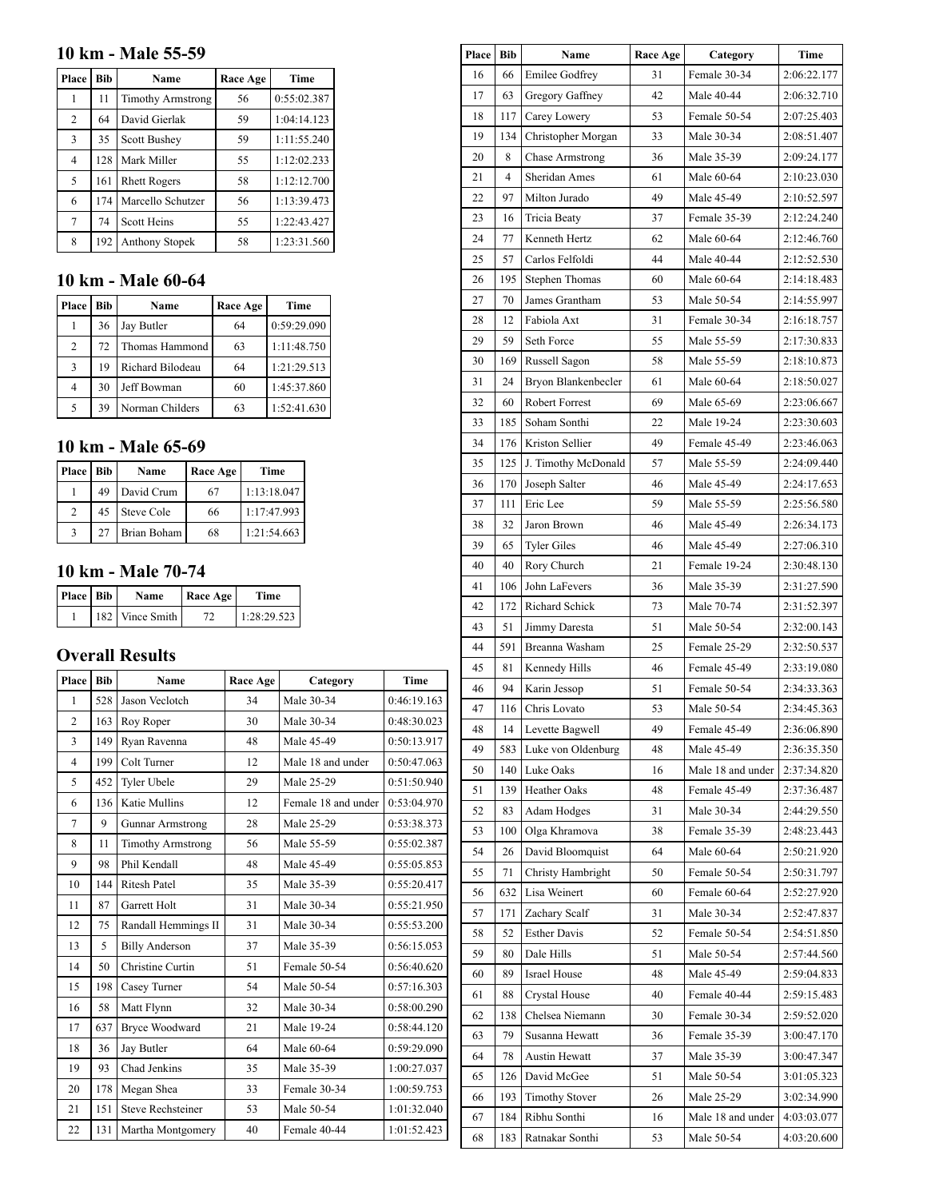## 10 km - Male 55-59

| Place | Bib | Name | Race Age | Time |
|---|---|---|---|---|
| 1 | 11 | Timothy Armstrong | 56 | 0:55:02.387 |
| 2 | 64 | David Gierlak | 59 | 1:04:14.123 |
| 3 | 35 | Scott Bushey | 59 | 1:11:55.240 |
| 4 | 128 | Mark Miller | 55 | 1:12:02.233 |
| 5 | 161 | Rhett Rogers | 58 | 1:12:12.700 |
| 6 | 174 | Marcello Schutzer | 56 | 1:13:39.473 |
| 7 | 74 | Scott Heins | 55 | 1:22:43.427 |
| 8 | 192 | Anthony Stopek | 58 | 1:23:31.560 |

## 10 km - Male 60-64

| Place | Bib | Name | Race Age | Time |
|---|---|---|---|---|
| 1 | 36 | Jay Butler | 64 | 0:59:29.090 |
| 2 | 72 | Thomas Hammond | 63 | 1:11:48.750 |
| 3 | 19 | Richard Bilodeau | 64 | 1:21:29.513 |
| 4 | 30 | Jeff Bowman | 60 | 1:45:37.860 |
| 5 | 39 | Norman Childers | 63 | 1:52:41.630 |

## 10 km - Male 65-69

| Place | Bib | Name | Race Age | Time |
|---|---|---|---|---|
| 1 | 49 | David Crum | 67 | 1:13:18.047 |
| 2 | 45 | Steve Cole | 66 | 1:17:47.993 |
| 3 | 27 | Brian Boham | 68 | 1:21:54.663 |

## 10 km - Male 70-74

| Place | Bib | Name | Race Age | Time |
|---|---|---|---|---|
| 1 | 182 | Vince Smith | 72 | 1:28:29.523 |

## Overall Results

| Place | Bib | Name | Race Age | Category | Time |
|---|---|---|---|---|---|
| 1 | 528 | Jason Veclotch | 34 | Male 30-34 | 0:46:19.163 |
| 2 | 163 | Roy Roper | 30 | Male 30-34 | 0:48:30.023 |
| 3 | 149 | Ryan Ravenna | 48 | Male 45-49 | 0:50:13.917 |
| 4 | 199 | Colt Turner | 12 | Male 18 and under | 0:50:47.063 |
| 5 | 452 | Tyler Ubele | 29 | Male 25-29 | 0:51:50.940 |
| 6 | 136 | Katie Mullins | 12 | Female 18 and under | 0:53:04.970 |
| 7 | 9 | Gunnar Armstrong | 28 | Male 25-29 | 0:53:38.373 |
| 8 | 11 | Timothy Armstrong | 56 | Male 55-59 | 0:55:02.387 |
| 9 | 98 | Phil Kendall | 48 | Male 45-49 | 0:55:05.853 |
| 10 | 144 | Ritesh Patel | 35 | Male 35-39 | 0:55:20.417 |
| 11 | 87 | Garrett Holt | 31 | Male 30-34 | 0:55:21.950 |
| 12 | 75 | Randall Hemmings II | 31 | Male 30-34 | 0:55:53.200 |
| 13 | 5 | Billy Anderson | 37 | Male 35-39 | 0:56:15.053 |
| 14 | 50 | Christine Curtin | 51 | Female 50-54 | 0:56:40.620 |
| 15 | 198 | Casey Turner | 54 | Male 50-54 | 0:57:16.303 |
| 16 | 58 | Matt Flynn | 32 | Male 30-34 | 0:58:00.290 |
| 17 | 637 | Bryce Woodward | 21 | Male 19-24 | 0:58:44.120 |
| 18 | 36 | Jay Butler | 64 | Male 60-64 | 0:59:29.090 |
| 19 | 93 | Chad Jenkins | 35 | Male 35-39 | 1:00:27.037 |
| 20 | 178 | Megan Shea | 33 | Female 30-34 | 1:00:59.753 |
| 21 | 151 | Steve Rechsteiner | 53 | Male 50-54 | 1:01:32.040 |
| 22 | 131 | Martha Montgomery | 40 | Female 40-44 | 1:01:52.423 |

| Place | Bib | Name | Race Age | Category | Time |
|---|---|---|---|---|---|
| 16 | 66 | Emilee Godfrey | 31 | Female 30-34 | 2:06:22.177 |
| 17 | 63 | Gregory Gaffney | 42 | Male 40-44 | 2:06:32.710 |
| 18 | 117 | Carey Lowery | 53 | Female 50-54 | 2:07:25.403 |
| 19 | 134 | Christopher Morgan | 33 | Male 30-34 | 2:08:51.407 |
| 20 | 8 | Chase Armstrong | 36 | Male 35-39 | 2:09:24.177 |
| 21 | 4 | Sheridan Ames | 61 | Male 60-64 | 2:10:23.030 |
| 22 | 97 | Milton Jurado | 49 | Male 45-49 | 2:10:52.597 |
| 23 | 16 | Tricia Beaty | 37 | Female 35-39 | 2:12:24.240 |
| 24 | 77 | Kenneth Hertz | 62 | Male 60-64 | 2:12:46.760 |
| 25 | 57 | Carlos Felfoldi | 44 | Male 40-44 | 2:12:52.530 |
| 26 | 195 | Stephen Thomas | 60 | Male 60-64 | 2:14:18.483 |
| 27 | 70 | James Grantham | 53 | Male 50-54 | 2:14:55.997 |
| 28 | 12 | Fabiola Axt | 31 | Female 30-34 | 2:16:18.757 |
| 29 | 59 | Seth Force | 55 | Male 55-59 | 2:17:30.833 |
| 30 | 169 | Russell Sagon | 58 | Male 55-59 | 2:18:10.873 |
| 31 | 24 | Bryon Blankenbecler | 61 | Male 60-64 | 2:18:50.027 |
| 32 | 60 | Robert Forrest | 69 | Male 65-69 | 2:23:06.667 |
| 33 | 185 | Soham Sonthi | 22 | Male 19-24 | 2:23:30.603 |
| 34 | 176 | Kriston Sellier | 49 | Female 45-49 | 2:23:46.063 |
| 35 | 125 | J. Timothy McDonald | 57 | Male 55-59 | 2:24:09.440 |
| 36 | 170 | Joseph Salter | 46 | Male 45-49 | 2:24:17.653 |
| 37 | 111 | Eric Lee | 59 | Male 55-59 | 2:25:56.580 |
| 38 | 32 | Jaron Brown | 46 | Male 45-49 | 2:26:34.173 |
| 39 | 65 | Tyler Giles | 46 | Male 45-49 | 2:27:06.310 |
| 40 | 40 | Rory Church | 21 | Female 19-24 | 2:30:48.130 |
| 41 | 106 | John LaFevers | 36 | Male 35-39 | 2:31:27.590 |
| 42 | 172 | Richard Schick | 73 | Male 70-74 | 2:31:52.397 |
| 43 | 51 | Jimmy Daresta | 51 | Male 50-54 | 2:32:00.143 |
| 44 | 591 | Breanna Washam | 25 | Female 25-29 | 2:32:50.537 |
| 45 | 81 | Kennedy Hills | 46 | Female 45-49 | 2:33:19.080 |
| 46 | 94 | Karin Jessop | 51 | Female 50-54 | 2:34:33.363 |
| 47 | 116 | Chris Lovato | 53 | Male 50-54 | 2:34:45.363 |
| 48 | 14 | Levette Bagwell | 49 | Female 45-49 | 2:36:06.890 |
| 49 | 583 | Luke von Oldenburg | 48 | Male 45-49 | 2:36:35.350 |
| 50 | 140 | Luke Oaks | 16 | Male 18 and under | 2:37:34.820 |
| 51 | 139 | Heather Oaks | 48 | Female 45-49 | 2:37:36.487 |
| 52 | 83 | Adam Hodges | 31 | Male 30-34 | 2:44:29.550 |
| 53 | 100 | Olga Khramova | 38 | Female 35-39 | 2:48:23.443 |
| 54 | 26 | David Bloomquist | 64 | Male 60-64 | 2:50:21.920 |
| 55 | 71 | Christy Hambright | 50 | Female 50-54 | 2:50:31.797 |
| 56 | 632 | Lisa Weinert | 60 | Female 60-64 | 2:52:27.920 |
| 57 | 171 | Zachary Scalf | 31 | Male 30-34 | 2:52:47.837 |
| 58 | 52 | Esther Davis | 52 | Female 50-54 | 2:54:51.850 |
| 59 | 80 | Dale Hills | 51 | Male 50-54 | 2:57:44.560 |
| 60 | 89 | Israel House | 48 | Male 45-49 | 2:59:04.833 |
| 61 | 88 | Crystal House | 40 | Female 40-44 | 2:59:15.483 |
| 62 | 138 | Chelsea Niemann | 30 | Female 30-34 | 2:59:52.020 |
| 63 | 79 | Susanna Hewatt | 36 | Female 35-39 | 3:00:47.170 |
| 64 | 78 | Austin Hewatt | 37 | Male 35-39 | 3:00:47.347 |
| 65 | 126 | David McGee | 51 | Male 50-54 | 3:01:05.323 |
| 66 | 193 | Timothy Stover | 26 | Male 25-29 | 3:02:34.990 |
| 67 | 184 | Ribhu Sonthi | 16 | Male 18 and under | 4:03:03.077 |
| 68 | 183 | Ratnakar Sonthi | 53 | Male 50-54 | 4:03:20.600 |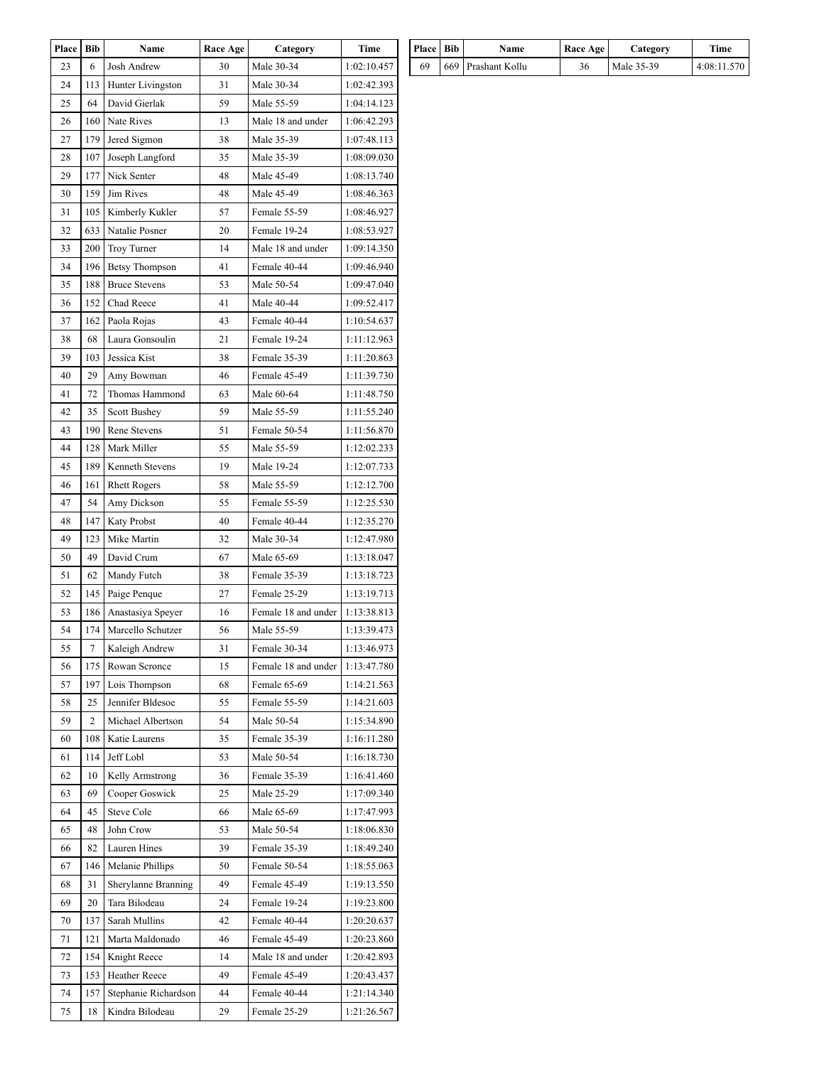| Place | Bib | Name | Race Age | Category | Time |
|---|---|---|---|---|---|
| 23 | 6 | Josh Andrew | 30 | Male 30-34 | 1:02:10.457 |
| 24 | 113 | Hunter Livingston | 31 | Male 30-34 | 1:02:42.393 |
| 25 | 64 | David Gierlak | 59 | Male 55-59 | 1:04:14.123 |
| 26 | 160 | Nate Rives | 13 | Male 18 and under | 1:06:42.293 |
| 27 | 179 | Jered Sigmon | 38 | Male 35-39 | 1:07:48.113 |
| 28 | 107 | Joseph Langford | 35 | Male 35-39 | 1:08:09.030 |
| 29 | 177 | Nick Senter | 48 | Male 45-49 | 1:08:13.740 |
| 30 | 159 | Jim Rives | 48 | Male 45-49 | 1:08:46.363 |
| 31 | 105 | Kimberly Kukler | 57 | Female 55-59 | 1:08:46.927 |
| 32 | 633 | Natalie Posner | 20 | Female 19-24 | 1:08:53.927 |
| 33 | 200 | Troy Turner | 14 | Male 18 and under | 1:09:14.350 |
| 34 | 196 | Betsy Thompson | 41 | Female 40-44 | 1:09:46.940 |
| 35 | 188 | Bruce Stevens | 53 | Male 50-54 | 1:09:47.040 |
| 36 | 152 | Chad Reece | 41 | Male 40-44 | 1:09:52.417 |
| 37 | 162 | Paola Rojas | 43 | Female 40-44 | 1:10:54.637 |
| 38 | 68 | Laura Gonsoulin | 21 | Female 19-24 | 1:11:12.963 |
| 39 | 103 | Jessica Kist | 38 | Female 35-39 | 1:11:20.863 |
| 40 | 29 | Amy Bowman | 46 | Female 45-49 | 1:11:39.730 |
| 41 | 72 | Thomas Hammond | 63 | Male 60-64 | 1:11:48.750 |
| 42 | 35 | Scott Bushey | 59 | Male 55-59 | 1:11:55.240 |
| 43 | 190 | Rene Stevens | 51 | Female 50-54 | 1:11:56.870 |
| 44 | 128 | Mark Miller | 55 | Male 55-59 | 1:12:02.233 |
| 45 | 189 | Kenneth Stevens | 19 | Male 19-24 | 1:12:07.733 |
| 46 | 161 | Rhett Rogers | 58 | Male 55-59 | 1:12:12.700 |
| 47 | 54 | Amy Dickson | 55 | Female 55-59 | 1:12:25.530 |
| 48 | 147 | Katy Probst | 40 | Female 40-44 | 1:12:35.270 |
| 49 | 123 | Mike Martin | 32 | Male 30-34 | 1:12:47.980 |
| 50 | 49 | David Crum | 67 | Male 65-69 | 1:13:18.047 |
| 51 | 62 | Mandy Futch | 38 | Female 35-39 | 1:13:18.723 |
| 52 | 145 | Paige Penque | 27 | Female 25-29 | 1:13:19.713 |
| 53 | 186 | Anastasiya Speyer | 16 | Female 18 and under | 1:13:38.813 |
| 54 | 174 | Marcello Schutzer | 56 | Male 55-59 | 1:13:39.473 |
| 55 | 7 | Kaleigh Andrew | 31 | Female 30-34 | 1:13:46.973 |
| 56 | 175 | Rowan Scronce | 15 | Female 18 and under | 1:13:47.780 |
| 57 | 197 | Lois Thompson | 68 | Female 65-69 | 1:14:21.563 |
| 58 | 25 | Jennifer Bldesoe | 55 | Female 55-59 | 1:14:21.603 |
| 59 | 2 | Michael Albertson | 54 | Male 50-54 | 1:15:34.890 |
| 60 | 108 | Katie Laurens | 35 | Female 35-39 | 1:16:11.280 |
| 61 | 114 | Jeff Lobl | 53 | Male 50-54 | 1:16:18.730 |
| 62 | 10 | Kelly Armstrong | 36 | Female 35-39 | 1:16:41.460 |
| 63 | 69 | Cooper Goswick | 25 | Male 25-29 | 1:17:09.340 |
| 64 | 45 | Steve Cole | 66 | Male 65-69 | 1:17:47.993 |
| 65 | 48 | John Crow | 53 | Male 50-54 | 1:18:06.830 |
| 66 | 82 | Lauren Hines | 39 | Female 35-39 | 1:18:49.240 |
| 67 | 146 | Melanie Phillips | 50 | Female 50-54 | 1:18:55.063 |
| 68 | 31 | Sherylanne Branning | 49 | Female 45-49 | 1:19:13.550 |
| 69 | 20 | Tara Bilodeau | 24 | Female 19-24 | 1:19:23.800 |
| 70 | 137 | Sarah Mullins | 42 | Female 40-44 | 1:20:20.637 |
| 71 | 121 | Marta Maldonado | 46 | Female 45-49 | 1:20:23.860 |
| 72 | 154 | Knight Reece | 14 | Male 18 and under | 1:20:42.893 |
| 73 | 153 | Heather Reece | 49 | Female 45-49 | 1:20:43.437 |
| 74 | 157 | Stephanie Richardson | 44 | Female 40-44 | 1:21:14.340 |
| 75 | 18 | Kindra Bilodeau | 29 | Female 25-29 | 1:21:26.567 |

| Place | Bib | Name | Race Age | Category | Time |
|---|---|---|---|---|---|
| 69 | 669 | Prashant Kollu | 36 | Male 35-39 | 4:08:11.570 |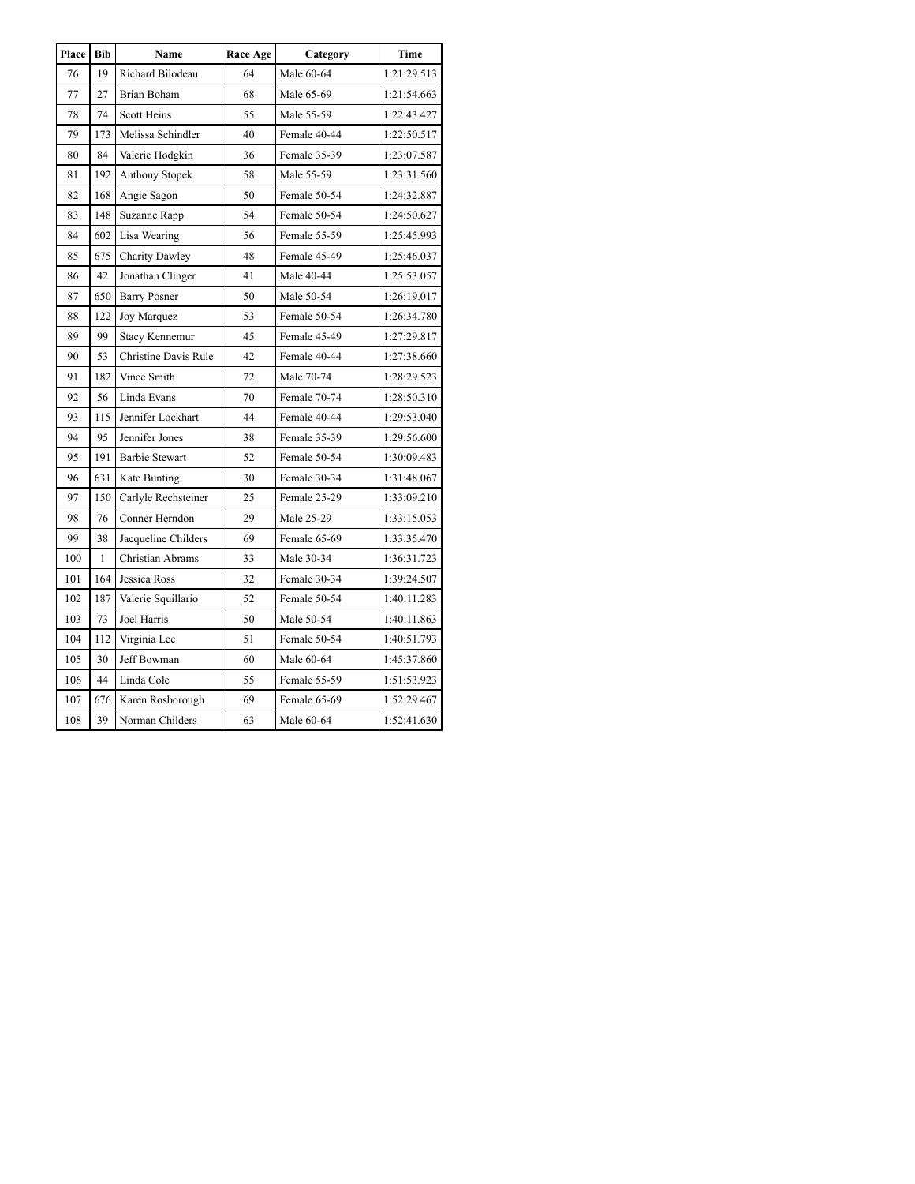| Place | Bib | Name | Race Age | Category | Time |
|---|---|---|---|---|---|
| 76 | 19 | Richard Bilodeau | 64 | Male 60-64 | 1:21:29.513 |
| 77 | 27 | Brian Boham | 68 | Male 65-69 | 1:21:54.663 |
| 78 | 74 | Scott Heins | 55 | Male 55-59 | 1:22:43.427 |
| 79 | 173 | Melissa Schindler | 40 | Female 40-44 | 1:22:50.517 |
| 80 | 84 | Valerie Hodgkin | 36 | Female 35-39 | 1:23:07.587 |
| 81 | 192 | Anthony Stopek | 58 | Male 55-59 | 1:23:31.560 |
| 82 | 168 | Angie Sagon | 50 | Female 50-54 | 1:24:32.887 |
| 83 | 148 | Suzanne Rapp | 54 | Female 50-54 | 1:24:50.627 |
| 84 | 602 | Lisa Wearing | 56 | Female 55-59 | 1:25:45.993 |
| 85 | 675 | Charity Dawley | 48 | Female 45-49 | 1:25:46.037 |
| 86 | 42 | Jonathan Clinger | 41 | Male 40-44 | 1:25:53.057 |
| 87 | 650 | Barry Posner | 50 | Male 50-54 | 1:26:19.017 |
| 88 | 122 | Joy Marquez | 53 | Female 50-54 | 1:26:34.780 |
| 89 | 99 | Stacy Kennemur | 45 | Female 45-49 | 1:27:29.817 |
| 90 | 53 | Christine Davis Rule | 42 | Female 40-44 | 1:27:38.660 |
| 91 | 182 | Vince Smith | 72 | Male 70-74 | 1:28:29.523 |
| 92 | 56 | Linda Evans | 70 | Female 70-74 | 1:28:50.310 |
| 93 | 115 | Jennifer Lockhart | 44 | Female 40-44 | 1:29:53.040 |
| 94 | 95 | Jennifer Jones | 38 | Female 35-39 | 1:29:56.600 |
| 95 | 191 | Barbie Stewart | 52 | Female 50-54 | 1:30:09.483 |
| 96 | 631 | Kate Bunting | 30 | Female 30-34 | 1:31:48.067 |
| 97 | 150 | Carlyle Rechsteiner | 25 | Female 25-29 | 1:33:09.210 |
| 98 | 76 | Conner Herndon | 29 | Male 25-29 | 1:33:15.053 |
| 99 | 38 | Jacqueline Childers | 69 | Female 65-69 | 1:33:35.470 |
| 100 | 1 | Christian Abrams | 33 | Male 30-34 | 1:36:31.723 |
| 101 | 164 | Jessica Ross | 32 | Female 30-34 | 1:39:24.507 |
| 102 | 187 | Valerie Squillario | 52 | Female 50-54 | 1:40:11.283 |
| 103 | 73 | Joel Harris | 50 | Male 50-54 | 1:40:11.863 |
| 104 | 112 | Virginia Lee | 51 | Female 50-54 | 1:40:51.793 |
| 105 | 30 | Jeff Bowman | 60 | Male 60-64 | 1:45:37.860 |
| 106 | 44 | Linda Cole | 55 | Female 55-59 | 1:51:53.923 |
| 107 | 676 | Karen Rosborough | 69 | Female 65-69 | 1:52:29.467 |
| 108 | 39 | Norman Childers | 63 | Male 60-64 | 1:52:41.630 |